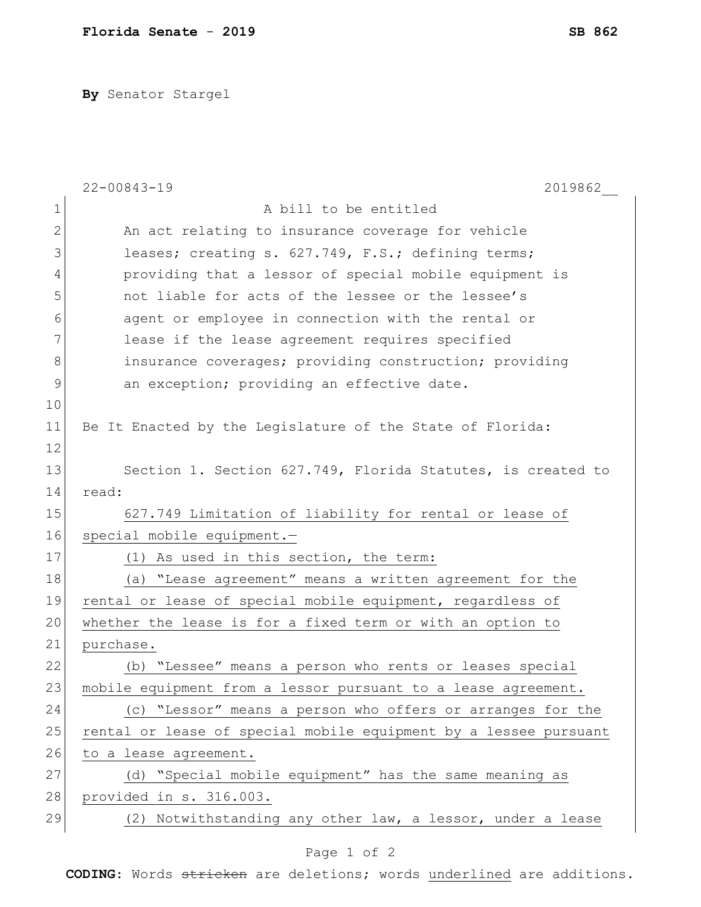**Florida Senate - 2019** **SB 862**

**By** Senator Stargel

22-00843-19 2019862__

A bill to be entitled

An act relating to insurance coverage for vehicle leases; creating s. 627.749, F.S.; defining terms; providing that a lessor of special mobile equipment is not liable for acts of the lessee or the lessee's agent or employee in connection with the rental or lease if the lease agreement requires specified insurance coverages; providing construction; providing an exception; providing an effective date.

Be It Enacted by the Legislature of the State of Florida:

Section 1. Section 627.749, Florida Statutes, is created to read:

627.749 Limitation of liability for rental or lease of special mobile equipment.—

(1) As used in this section, the term:

(a) "Lease agreement" means a written agreement for the rental or lease of special mobile equipment, regardless of whether the lease is for a fixed term or with an option to purchase.

(b) "Lessee" means a person who rents or leases special mobile equipment from a lessor pursuant to a lease agreement.

(c) "Lessor" means a person who offers or arranges for the rental or lease of special mobile equipment by a lessee pursuant to a lease agreement.

(d) "Special mobile equipment" has the same meaning as provided in s. 316.003.

(2) Notwithstanding any other law, a lessor, under a lease

**CODING:** Words stricken are deletions; words underlined are additions.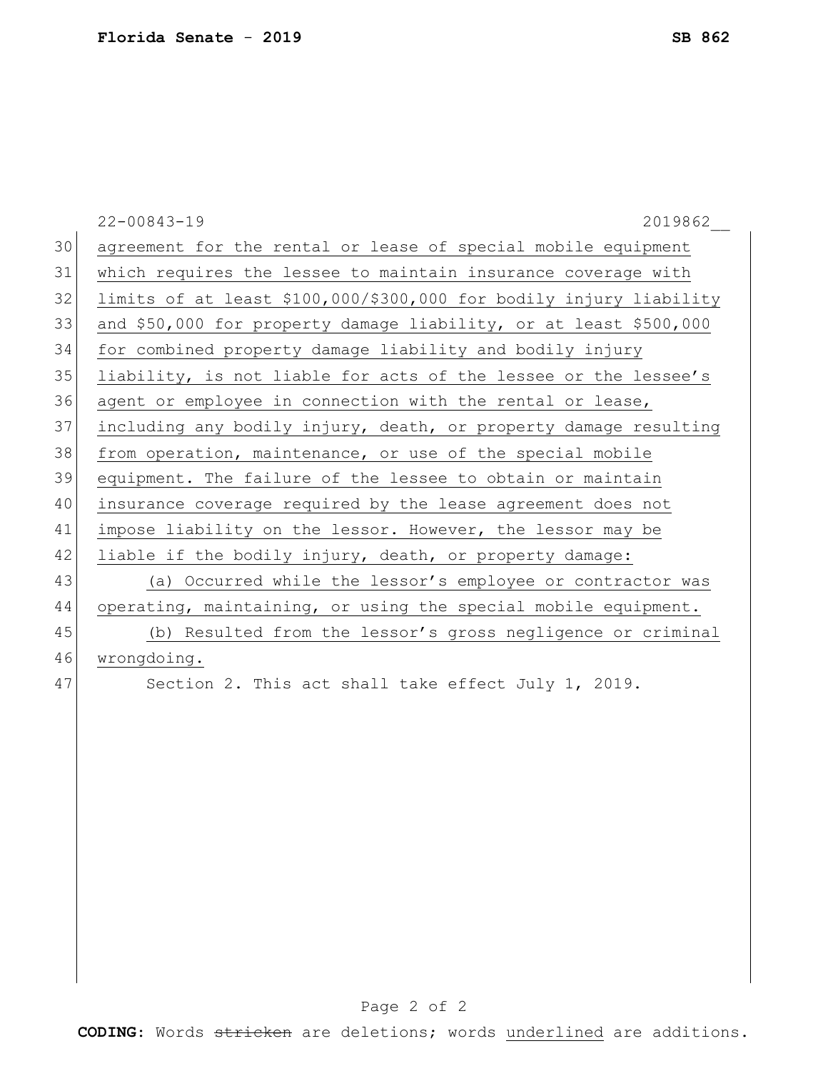22-00843-19 2019862__

agreement for the rental or lease of special mobile equipment which requires the lessee to maintain insurance coverage with limits of at least $100,000/$300,000 for bodily injury liability and $50,000 for property damage liability, or at least $500,000 for combined property damage liability and bodily injury liability, is not liable for acts of the lessee or the lessee's agent or employee in connection with the rental or lease, including any bodily injury, death, or property damage resulting from operation, maintenance, or use of the special mobile equipment. The failure of the lessee to obtain or maintain insurance coverage required by the lease agreement does not impose liability on the lessor. However, the lessor may be liable if the bodily injury, death, or property damage:

(a) Occurred while the lessor's employee or contractor was operating, maintaining, or using the special mobile equipment.

(b) Resulted from the lessor's gross negligence or criminal wrongdoing.

Section 2. This act shall take effect July 1, 2019.

**CODING:** Words ~~stricken~~ are deletions; words underlined are additions.